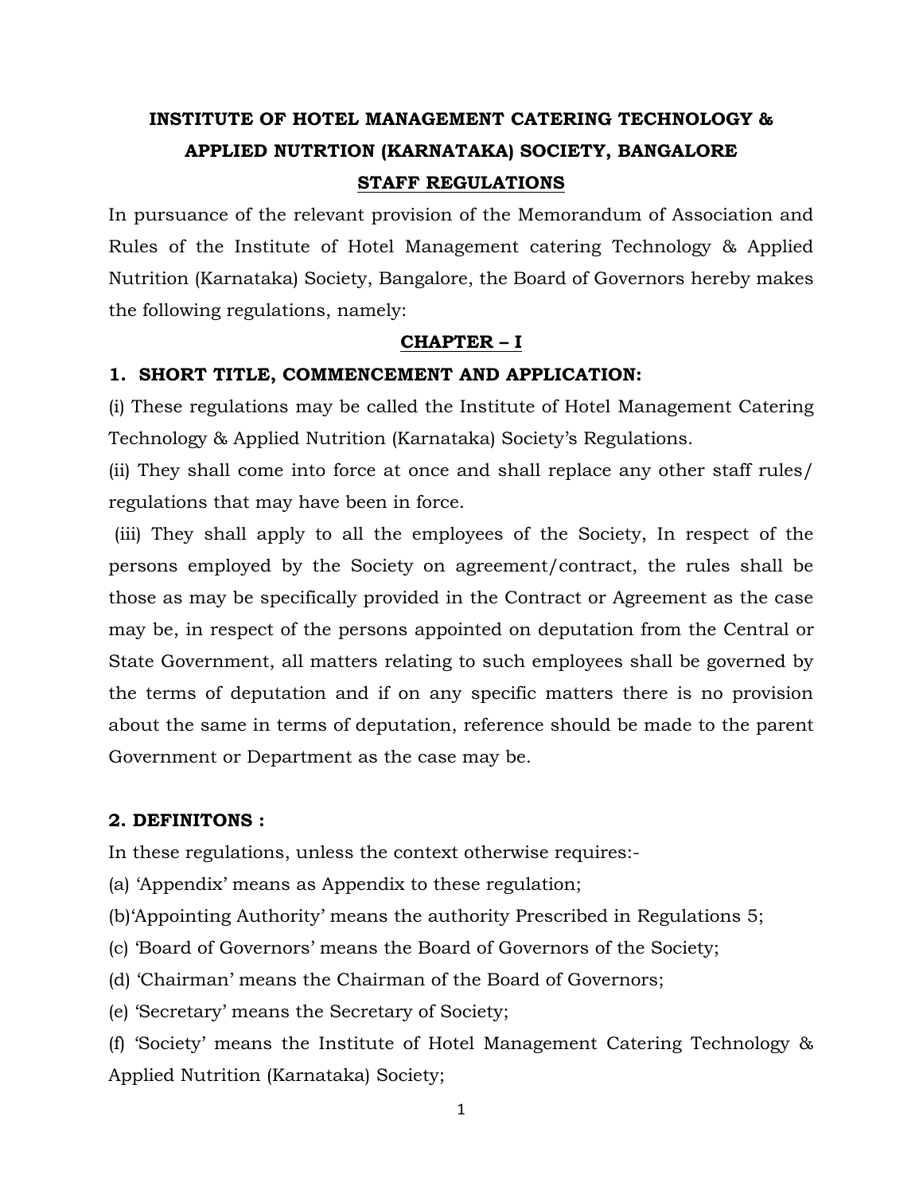# INSTITUTE OF HOTEL MANAGEMENT CATERING TECHNOLOGY & APPLIED NUTRTION (KARNATAKA) SOCIETY, BANGALORE

## STAFF REGULATIONS

In pursuance of the relevant provision of the Memorandum of Association and Rules of the Institute of Hotel Management catering Technology & Applied Nutrition (Karnataka) Society, Bangalore, the Board of Governors hereby makes the following regulations, namely:

## CHAPTER – I

### 1. SHORT TITLE, COMMENCEMENT AND APPLICATION:

(i) These regulations may be called the Institute of Hotel Management Catering Technology & Applied Nutrition (Karnataka) Society's Regulations.

(ii) They shall come into force at once and shall replace any other staff rules/ regulations that may have been in force.

(iii) They shall apply to all the employees of the Society, In respect of the persons employed by the Society on agreement/contract, the rules shall be those as may be specifically provided in the Contract or Agreement as the case may be, in respect of the persons appointed on deputation from the Central or State Government, all matters relating to such employees shall be governed by the terms of deputation and if on any specific matters there is no provision about the same in terms of deputation, reference should be made to the parent Government or Department as the case may be.

### 2. DEFINITONS :

In these regulations, unless the context otherwise requires:-

(a) 'Appendix' means as Appendix to these regulation;

(b)'Appointing Authority' means the authority Prescribed in Regulations 5;

(c) 'Board of Governors' means the Board of Governors of the Society;

(d) 'Chairman' means the Chairman of the Board of Governors;

(e) 'Secretary' means the Secretary of Society;

(f) 'Society' means the Institute of Hotel Management Catering Technology & Applied Nutrition (Karnataka) Society;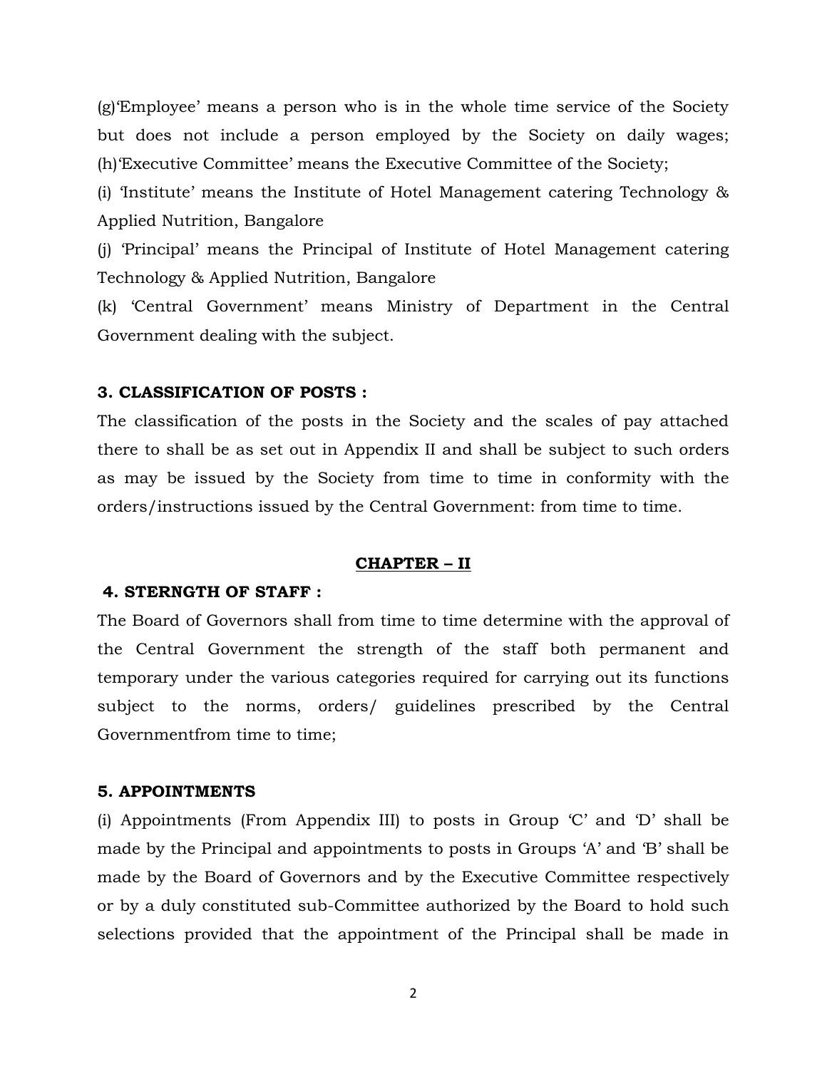(g)'Employee' means a person who is in the whole time service of the Society but does not include a person employed by the Society on daily wages; (h)'Executive Committee' means the Executive Committee of the Society;

(i) 'Institute' means the Institute of Hotel Management catering Technology & Applied Nutrition, Bangalore

(j) 'Principal' means the Principal of Institute of Hotel Management catering Technology & Applied Nutrition, Bangalore

(k) 'Central Government' means Ministry of Department in the Central Government dealing with the subject.

**3. CLASSIFICATION OF POSTS :**

The classification of the posts in the Society and the scales of pay attached there to shall be as set out in Appendix II and shall be subject to such orders as may be issued by the Society from time to time in conformity with the orders/instructions issued by the Central Government: from time to time.

## CHAPTER – II

**4. STERNGTH OF STAFF :**

The Board of Governors shall from time to time determine with the approval of the Central Government the strength of the staff both permanent and temporary under the various categories required for carrying out its functions subject to the norms, orders/ guidelines prescribed by the Central Governmentfrom time to time;

**5. APPOINTMENTS**

(i) Appointments (From Appendix III) to posts in Group 'C' and 'D' shall be made by the Principal and appointments to posts in Groups 'A' and 'B' shall be made by the Board of Governors and by the Executive Committee respectively or by a duly constituted sub-Committee authorized by the Board to hold such selections provided that the appointment of the Principal shall be made in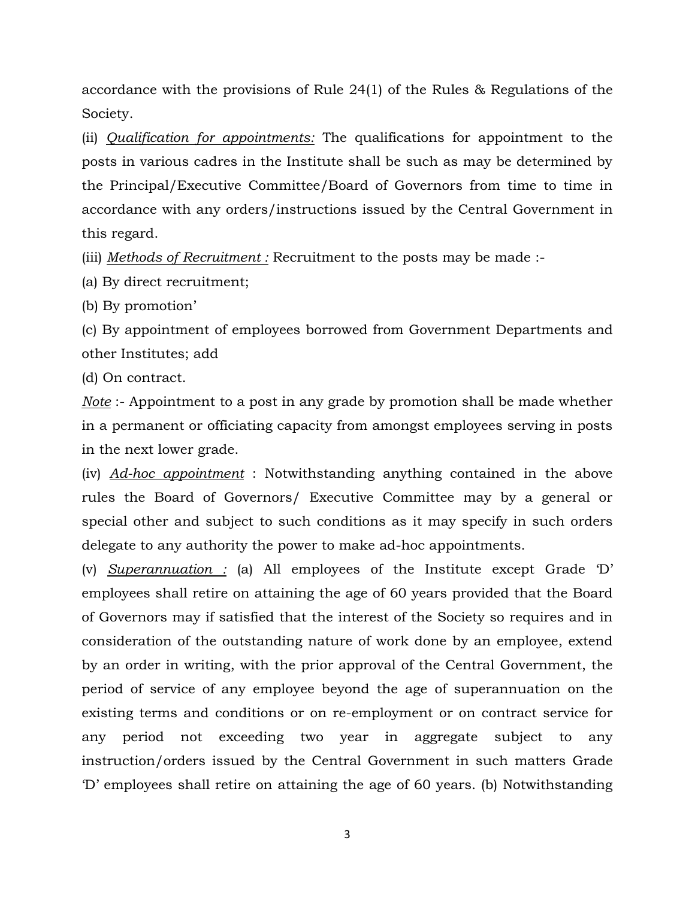accordance with the provisions of Rule 24(1) of the Rules & Regulations of the Society.

(ii) *<u>Qualification for appointments:</u>* The qualifications for appointment to the posts in various cadres in the Institute shall be such as may be determined by the Principal/Executive Committee/Board of Governors from time to time in accordance with any orders/instructions issued by the Central Government in this regard.

(iii) *<u>Methods of Recruitment :</u>* Recruitment to the posts may be made :-

(a) By direct recruitment;

(b) By promotion'

(c) By appointment of employees borrowed from Government Departments and other Institutes; add

(d) On contract.

*<u>Note</u>* :- Appointment to a post in any grade by promotion shall be made whether in a permanent or officiating capacity from amongst employees serving in posts in the next lower grade.

(iv) *<u>Ad-hoc appointment</u>* : Notwithstanding anything contained in the above rules the Board of Governors/ Executive Committee may by a general or special other and subject to such conditions as it may specify in such orders delegate to any authority the power to make ad-hoc appointments.

(v) *<u>Superannuation :</u>* (a) All employees of the Institute except Grade 'D' employees shall retire on attaining the age of 60 years provided that the Board of Governors may if satisfied that the interest of the Society so requires and in consideration of the outstanding nature of work done by an employee, extend by an order in writing, with the prior approval of the Central Government, the period of service of any employee beyond the age of superannuation on the existing terms and conditions or on re-employment or on contract service for any period not exceeding two year in aggregate subject to any instruction/orders issued by the Central Government in such matters Grade 'D' employees shall retire on attaining the age of 60 years. (b) Notwithstanding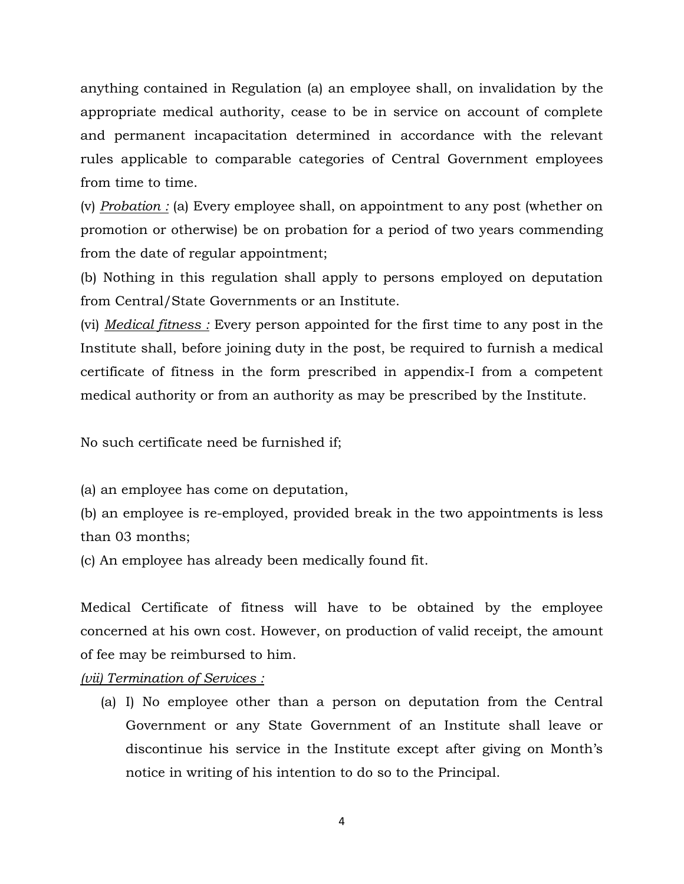anything contained in Regulation (a) an employee shall, on invalidation by the appropriate medical authority, cease to be in service on account of complete and permanent incapacitation determined in accordance with the relevant rules applicable to comparable categories of Central Government employees from time to time.

(v) ***Probation :*** (a) Every employee shall, on appointment to any post (whether on promotion or otherwise) be on probation for a period of two years commending from the date of regular appointment;

(b) Nothing in this regulation shall apply to persons employed on deputation from Central/State Governments or an Institute.

(vi) ***Medical fitness :*** Every person appointed for the first time to any post in the Institute shall, before joining duty in the post, be required to furnish a medical certificate of fitness in the form prescribed in appendix-I from a competent medical authority or from an authority as may be prescribed by the Institute.

No such certificate need be furnished if;

(a) an employee has come on deputation,

(b) an employee is re-employed, provided break in the two appointments is less than 03 months;

(c) An employee has already been medically found fit.

Medical Certificate of fitness will have to be obtained by the employee concerned at his own cost. However, on production of valid receipt, the amount of fee may be reimbursed to him.

***(vii) Termination of Services :***

(a) I) No employee other than a person on deputation from the Central Government or any State Government of an Institute shall leave or discontinue his service in the Institute except after giving on Month's notice in writing of his intention to do so to the Principal.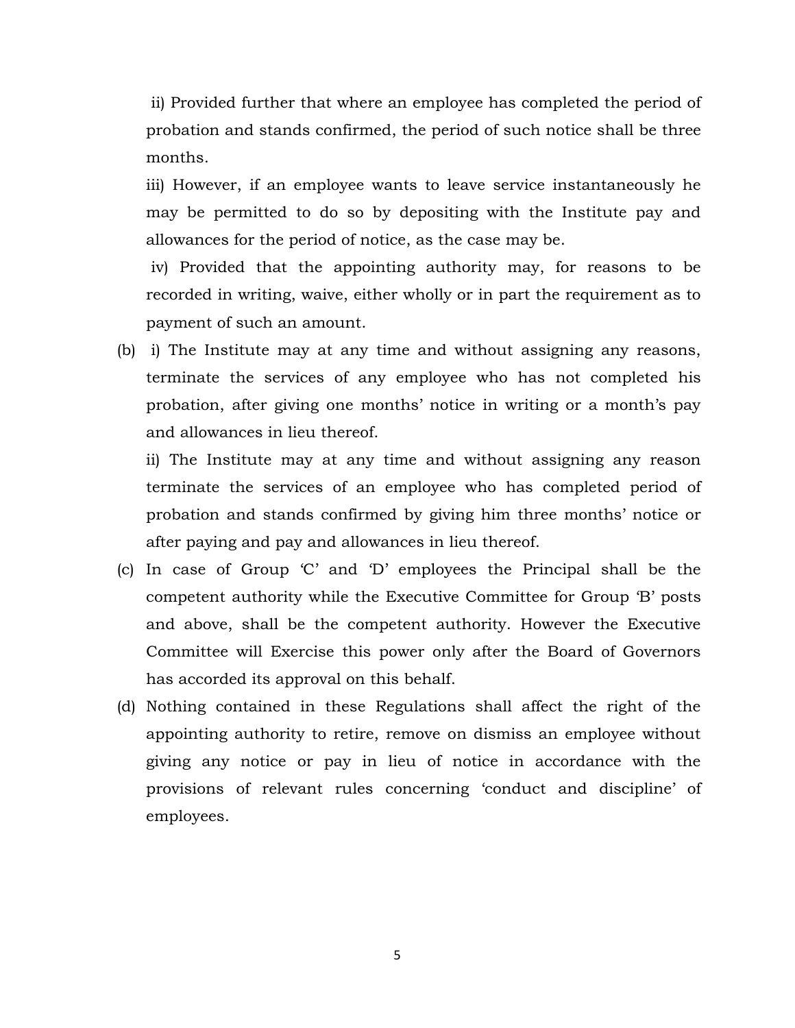ii) Provided further that where an employee has completed the period of probation and stands confirmed, the period of such notice shall be three months.

iii) However, if an employee wants to leave service instantaneously he may be permitted to do so by depositing with the Institute pay and allowances for the period of notice, as the case may be.

iv) Provided that the appointing authority may, for reasons to be recorded in writing, waive, either wholly or in part the requirement as to payment of such an amount.

(b) i) The Institute may at any time and without assigning any reasons, terminate the services of any employee who has not completed his probation, after giving one months' notice in writing or a month's pay and allowances in lieu thereof.

ii) The Institute may at any time and without assigning any reason terminate the services of an employee who has completed period of probation and stands confirmed by giving him three months' notice or after paying and pay and allowances in lieu thereof.

(c) In case of Group 'C' and 'D' employees the Principal shall be the competent authority while the Executive Committee for Group 'B' posts and above, shall be the competent authority. However the Executive Committee will Exercise this power only after the Board of Governors has accorded its approval on this behalf.

(d) Nothing contained in these Regulations shall affect the right of the appointing authority to retire, remove on dismiss an employee without giving any notice or pay in lieu of notice in accordance with the provisions of relevant rules concerning 'conduct and discipline' of employees.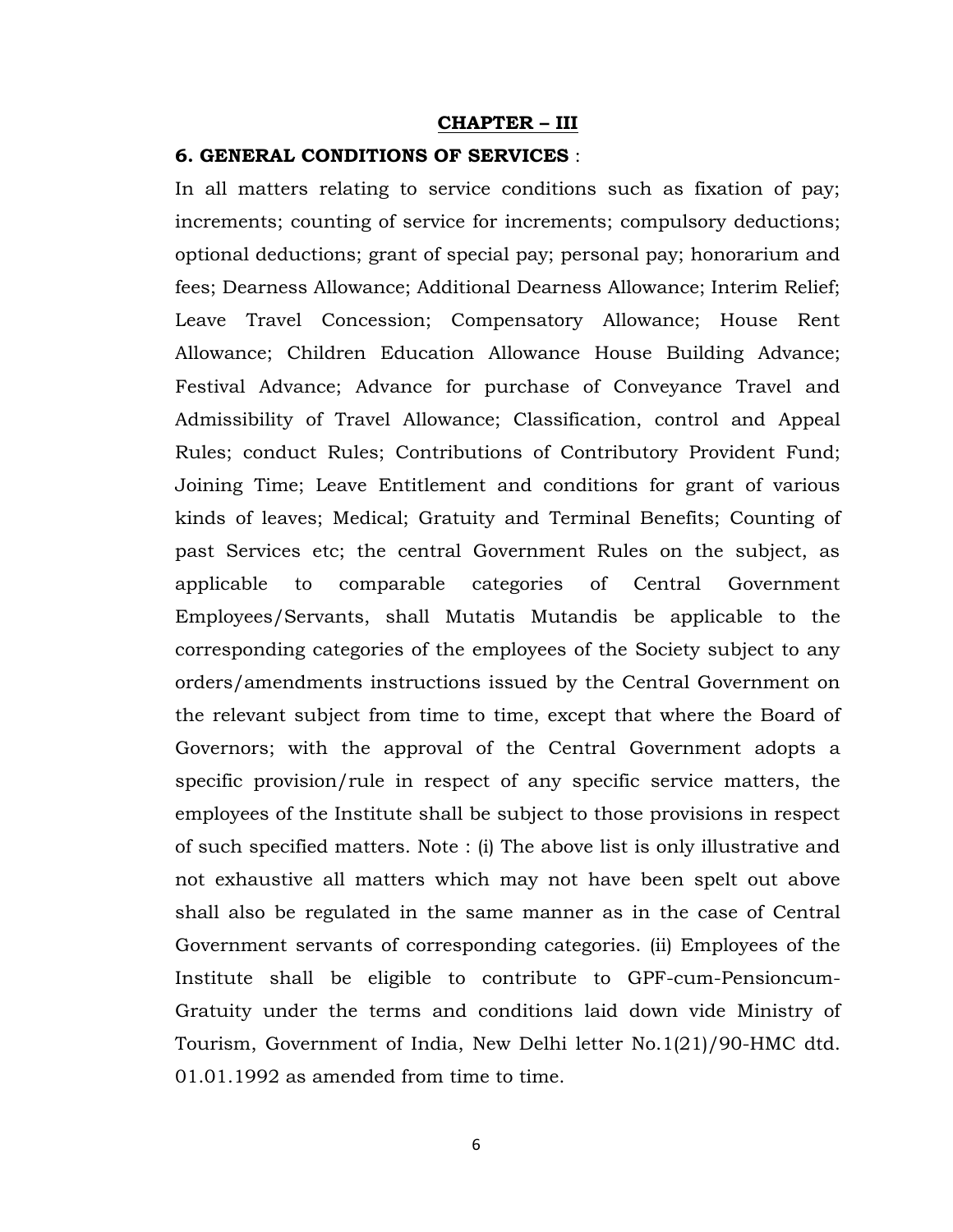## CHAPTER – III

### 6. GENERAL CONDITIONS OF SERVICES :

In all matters relating to service conditions such as fixation of pay; increments; counting of service for increments; compulsory deductions; optional deductions; grant of special pay; personal pay; honorarium and fees; Dearness Allowance; Additional Dearness Allowance; Interim Relief; Leave Travel Concession; Compensatory Allowance; House Rent Allowance; Children Education Allowance House Building Advance; Festival Advance; Advance for purchase of Conveyance Travel and Admissibility of Travel Allowance; Classification, control and Appeal Rules; conduct Rules; Contributions of Contributory Provident Fund; Joining Time; Leave Entitlement and conditions for grant of various kinds of leaves; Medical; Gratuity and Terminal Benefits; Counting of past Services etc; the central Government Rules on the subject, as applicable to comparable categories of Central Government Employees/Servants, shall Mutatis Mutandis be applicable to the corresponding categories of the employees of the Society subject to any orders/amendments instructions issued by the Central Government on the relevant subject from time to time, except that where the Board of Governors; with the approval of the Central Government adopts a specific provision/rule in respect of any specific service matters, the employees of the Institute shall be subject to those provisions in respect of such specified matters. Note : (i) The above list is only illustrative and not exhaustive all matters which may not have been spelt out above shall also be regulated in the same manner as in the case of Central Government servants of corresponding categories. (ii) Employees of the Institute shall be eligible to contribute to GPF-cum-Pensioncum-Gratuity under the terms and conditions laid down vide Ministry of Tourism, Government of India, New Delhi letter No.1(21)/90-HMC dtd. 01.01.1992 as amended from time to time.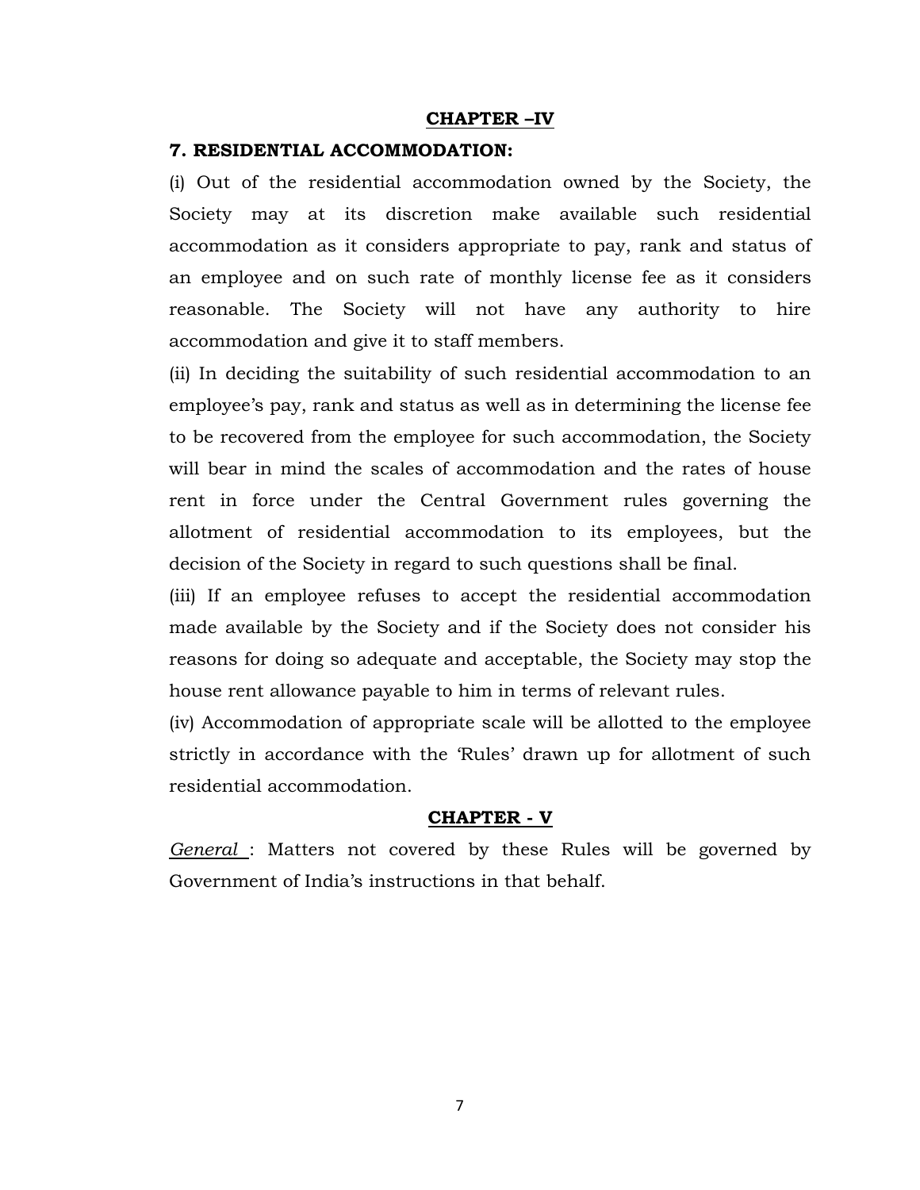## CHAPTER –IV

### 7. RESIDENTIAL ACCOMMODATION:

(i) Out of the residential accommodation owned by the Society, the Society may at its discretion make available such residential accommodation as it considers appropriate to pay, rank and status of an employee and on such rate of monthly license fee as it considers reasonable. The Society will not have any authority to hire accommodation and give it to staff members.

(ii) In deciding the suitability of such residential accommodation to an employee's pay, rank and status as well as in determining the license fee to be recovered from the employee for such accommodation, the Society will bear in mind the scales of accommodation and the rates of house rent in force under the Central Government rules governing the allotment of residential accommodation to its employees, but the decision of the Society in regard to such questions shall be final.

(iii) If an employee refuses to accept the residential accommodation made available by the Society and if the Society does not consider his reasons for doing so adequate and acceptable, the Society may stop the house rent allowance payable to him in terms of relevant rules.

(iv) Accommodation of appropriate scale will be allotted to the employee strictly in accordance with the 'Rules' drawn up for allotment of such residential accommodation.

## CHAPTER - V

*General* : Matters not covered by these Rules will be governed by Government of India's instructions in that behalf.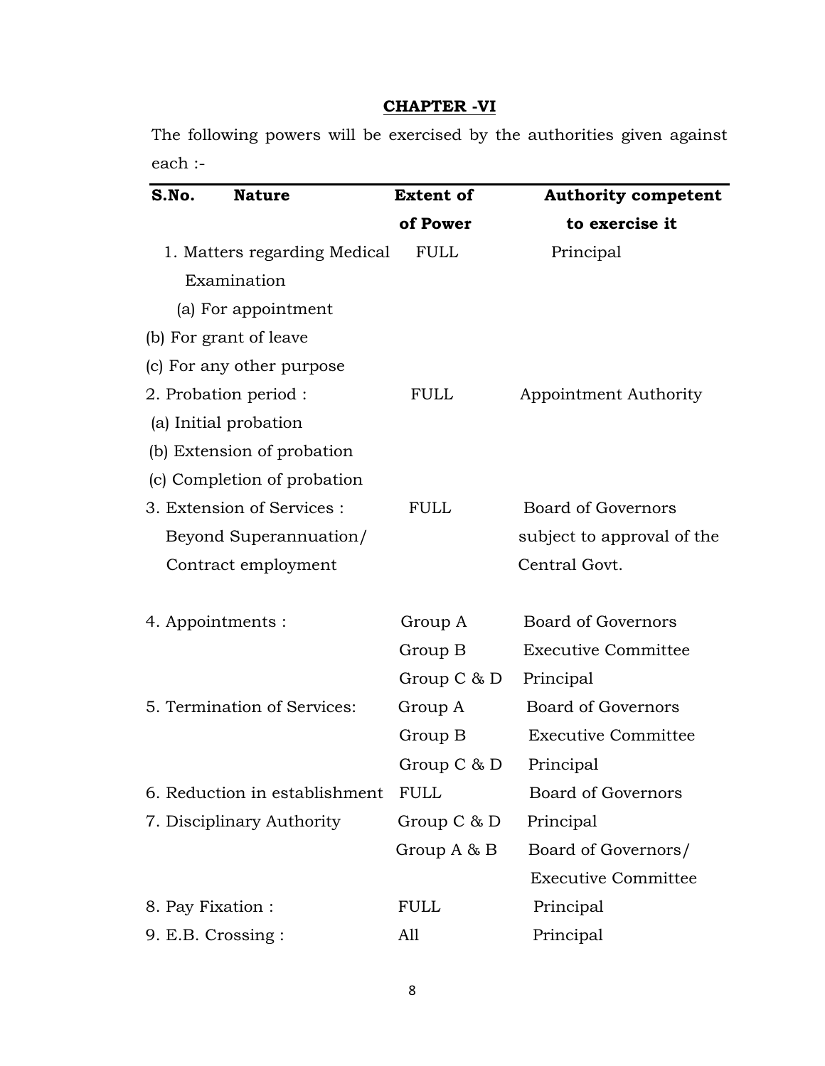## CHAPTER -VI

The following powers will be exercised by the authorities given against each :-

| S.No. Nature | Extent of of Power | Authority competent to exercise it |
|---|---|---|
| 1. Matters regarding Medical Examination | FULL | Principal |
| (a) For appointment | | |
| (b) For grant of leave | | |
| (c) For any other purpose | | |
| 2. Probation period : | FULL | Appointment Authority |
| (a) Initial probation | | |
| (b) Extension of probation | | |
| (c) Completion of probation | | |
| 3. Extension of Services : Beyond Superannuation/ Contract employment | FULL | Board of Governors subject to approval of the Central Govt. |
| 4. Appointments : | Group A | Board of Governors |
| | Group B | Executive Committee |
| | Group C & D | Principal |
| 5. Termination of Services: | Group A | Board of Governors |
| | Group B | Executive Committee |
| | Group C & D | Principal |
| 6. Reduction in establishment | FULL | Board of Governors |
| 7. Disciplinary Authority | Group C & D | Principal |
| | Group A & B | Board of Governors/ Executive Committee |
| 8. Pay Fixation : | FULL | Principal |
| 9. E.B. Crossing : | All | Principal |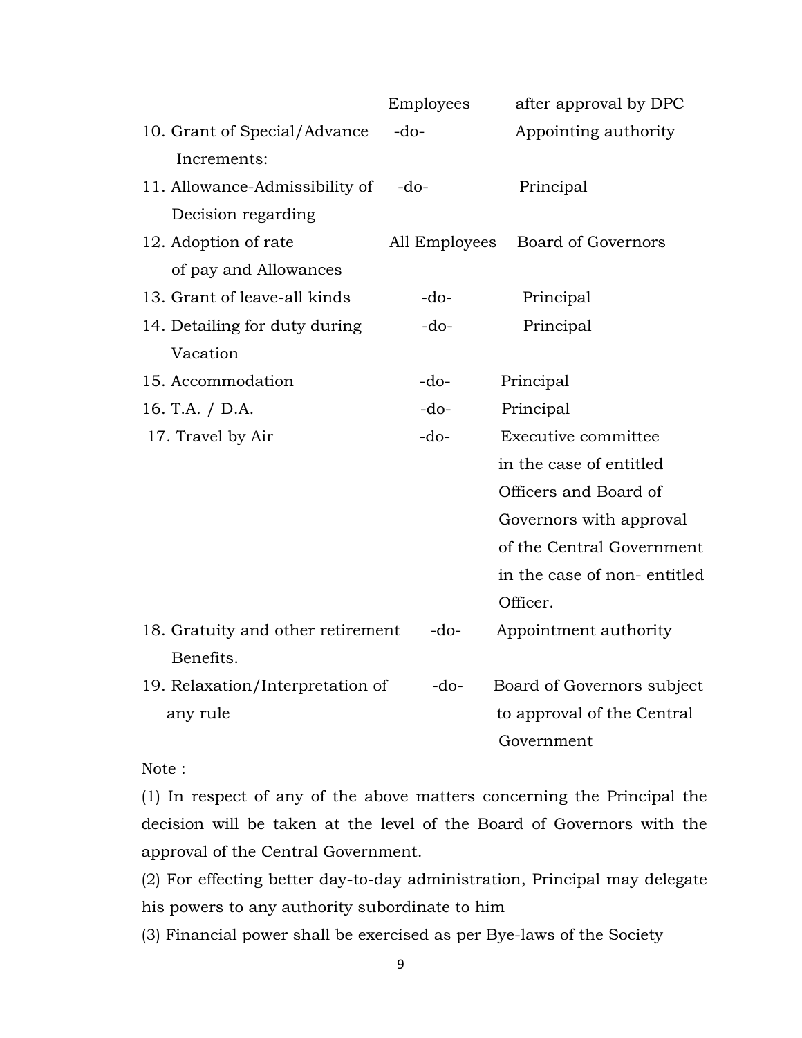| | | |
|---|---|---|
| | Employees | after approval by DPC |
| 10. Grant of Special/Advance Increments: | -do- | Appointing authority |
| 11. Allowance-Admissibility of Decision regarding | -do- | Principal |
| 12. Adoption of rate of pay and Allowances | All Employees | Board of Governors |
| 13. Grant of leave-all kinds | -do- | Principal |
| 14. Detailing for duty during Vacation | -do- | Principal |
| 15. Accommodation | -do- | Principal |
| 16. T.A. / D.A. | -do- | Principal |
| 17. Travel by Air | -do- | Executive committee in the case of entitled Officers and Board of Governors with approval of the Central Government in the case of non- entitled Officer. |
| 18. Gratuity and other retirement Benefits. | -do- | Appointment authority |
| 19. Relaxation/Interpretation of any rule | -do- | Board of Governors subject to approval of the Central Government |

Note :

(1) In respect of any of the above matters concerning the Principal the decision will be taken at the level of the Board of Governors with the approval of the Central Government.

(2) For effecting better day-to-day administration, Principal may delegate his powers to any authority subordinate to him

(3) Financial power shall be exercised as per Bye-laws of the Society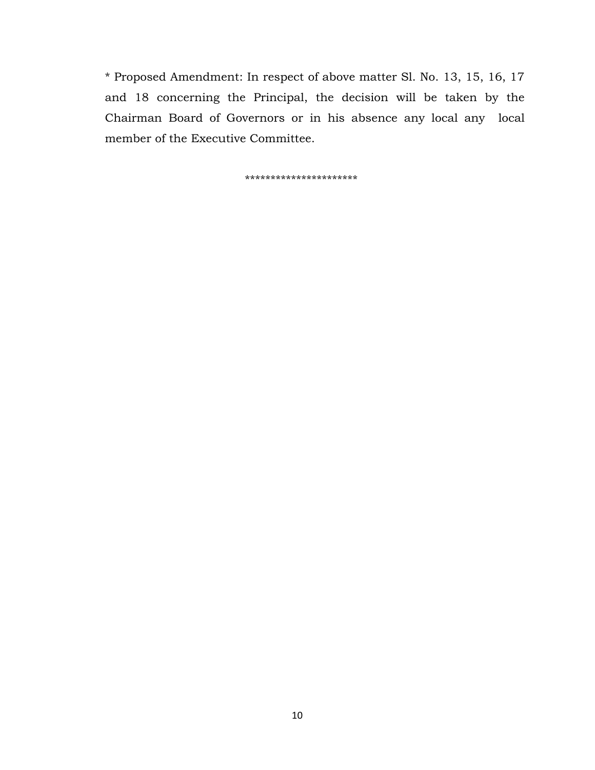* Proposed Amendment: In respect of above matter Sl. No. 13, 15, 16, 17 and 18 concerning the Principal, the decision will be taken by the Chairman Board of Governors or in his absence any local any local member of the Executive Committee.

*********************